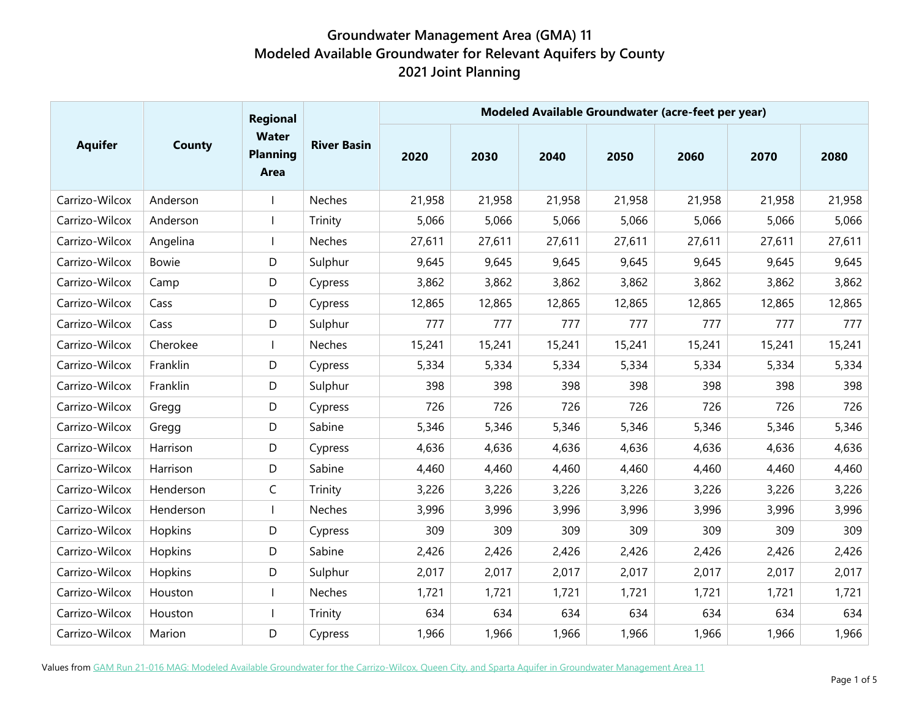# Groundwater Management Area (GMA) 11
# Modeled Available Groundwater for Relevant Aquifers by County
# 2021 Joint Planning

| Aquifer | County | Regional Water Planning Area | River Basin | Modeled Available Groundwater (acre-feet per year) | | | | | | |
|---|---|---|---|---|---|---|---|---|---|---|
| | | | | 2020 | 2030 | 2040 | 2050 | 2060 | 2070 | 2080 |
| Carrizo-Wilcox | Anderson | I | Neches | 21,958 | 21,958 | 21,958 | 21,958 | 21,958 | 21,958 | 21,958 |
| Carrizo-Wilcox | Anderson | I | Trinity | 5,066 | 5,066 | 5,066 | 5,066 | 5,066 | 5,066 | 5,066 |
| Carrizo-Wilcox | Angelina | I | Neches | 27,611 | 27,611 | 27,611 | 27,611 | 27,611 | 27,611 | 27,611 |
| Carrizo-Wilcox | Bowie | D | Sulphur | 9,645 | 9,645 | 9,645 | 9,645 | 9,645 | 9,645 | 9,645 |
| Carrizo-Wilcox | Camp | D | Cypress | 3,862 | 3,862 | 3,862 | 3,862 | 3,862 | 3,862 | 3,862 |
| Carrizo-Wilcox | Cass | D | Cypress | 12,865 | 12,865 | 12,865 | 12,865 | 12,865 | 12,865 | 12,865 |
| Carrizo-Wilcox | Cass | D | Sulphur | 777 | 777 | 777 | 777 | 777 | 777 | 777 |
| Carrizo-Wilcox | Cherokee | I | Neches | 15,241 | 15,241 | 15,241 | 15,241 | 15,241 | 15,241 | 15,241 |
| Carrizo-Wilcox | Franklin | D | Cypress | 5,334 | 5,334 | 5,334 | 5,334 | 5,334 | 5,334 | 5,334 |
| Carrizo-Wilcox | Franklin | D | Sulphur | 398 | 398 | 398 | 398 | 398 | 398 | 398 |
| Carrizo-Wilcox | Gregg | D | Cypress | 726 | 726 | 726 | 726 | 726 | 726 | 726 |
| Carrizo-Wilcox | Gregg | D | Sabine | 5,346 | 5,346 | 5,346 | 5,346 | 5,346 | 5,346 | 5,346 |
| Carrizo-Wilcox | Harrison | D | Cypress | 4,636 | 4,636 | 4,636 | 4,636 | 4,636 | 4,636 | 4,636 |
| Carrizo-Wilcox | Harrison | D | Sabine | 4,460 | 4,460 | 4,460 | 4,460 | 4,460 | 4,460 | 4,460 |
| Carrizo-Wilcox | Henderson | C | Trinity | 3,226 | 3,226 | 3,226 | 3,226 | 3,226 | 3,226 | 3,226 |
| Carrizo-Wilcox | Henderson | I | Neches | 3,996 | 3,996 | 3,996 | 3,996 | 3,996 | 3,996 | 3,996 |
| Carrizo-Wilcox | Hopkins | D | Cypress | 309 | 309 | 309 | 309 | 309 | 309 | 309 |
| Carrizo-Wilcox | Hopkins | D | Sabine | 2,426 | 2,426 | 2,426 | 2,426 | 2,426 | 2,426 | 2,426 |
| Carrizo-Wilcox | Hopkins | D | Sulphur | 2,017 | 2,017 | 2,017 | 2,017 | 2,017 | 2,017 | 2,017 |
| Carrizo-Wilcox | Houston | I | Neches | 1,721 | 1,721 | 1,721 | 1,721 | 1,721 | 1,721 | 1,721 |
| Carrizo-Wilcox | Houston | I | Trinity | 634 | 634 | 634 | 634 | 634 | 634 | 634 |
| Carrizo-Wilcox | Marion | D | Cypress | 1,966 | 1,966 | 1,966 | 1,966 | 1,966 | 1,966 | 1,966 |

Values from GAM Run 21-016 MAG: Modeled Available Groundwater for the Carrizo-Wilcox, Queen City, and Sparta Aquifer in Groundwater Management Area 11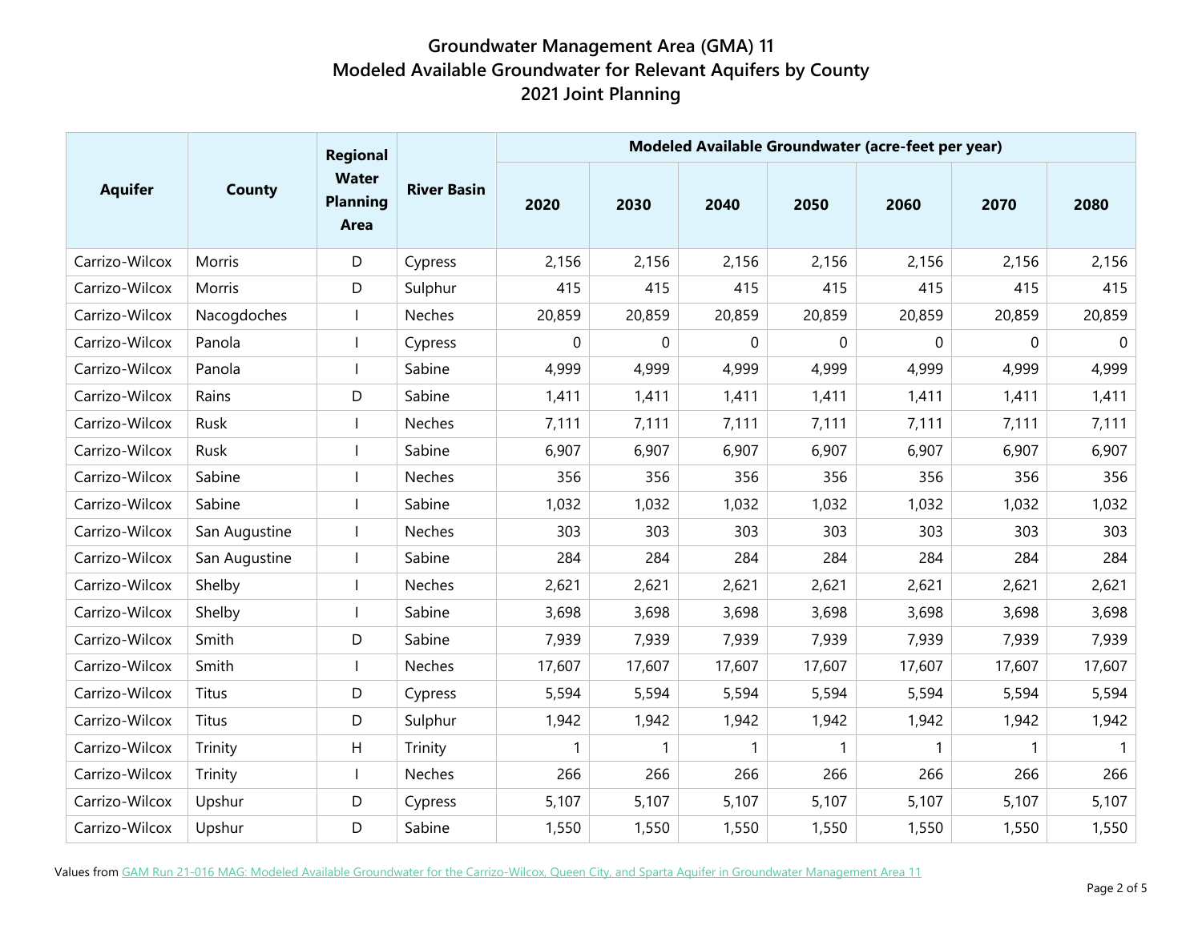# Groundwater Management Area (GMA) 11
## Modeled Available Groundwater for Relevant Aquifers by County
## 2021 Joint Planning

| Aquifer | County | Regional Water Planning Area | River Basin | Modeled Available Groundwater (acre-feet per year) | | | | | | |
|---|---|---|---|---|---|---|---|---|---|---|
| | | | | 2020 | 2030 | 2040 | 2050 | 2060 | 2070 | 2080 |
| Carrizo-Wilcox | Morris | D | Cypress | 2,156 | 2,156 | 2,156 | 2,156 | 2,156 | 2,156 | 2,156 |
| Carrizo-Wilcox | Morris | D | Sulphur | 415 | 415 | 415 | 415 | 415 | 415 | 415 |
| Carrizo-Wilcox | Nacogdoches | I | Neches | 20,859 | 20,859 | 20,859 | 20,859 | 20,859 | 20,859 | 20,859 |
| Carrizo-Wilcox | Panola | I | Cypress | 0 | 0 | 0 | 0 | 0 | 0 | 0 |
| Carrizo-Wilcox | Panola | I | Sabine | 4,999 | 4,999 | 4,999 | 4,999 | 4,999 | 4,999 | 4,999 |
| Carrizo-Wilcox | Rains | D | Sabine | 1,411 | 1,411 | 1,411 | 1,411 | 1,411 | 1,411 | 1,411 |
| Carrizo-Wilcox | Rusk | I | Neches | 7,111 | 7,111 | 7,111 | 7,111 | 7,111 | 7,111 | 7,111 |
| Carrizo-Wilcox | Rusk | I | Sabine | 6,907 | 6,907 | 6,907 | 6,907 | 6,907 | 6,907 | 6,907 |
| Carrizo-Wilcox | Sabine | I | Neches | 356 | 356 | 356 | 356 | 356 | 356 | 356 |
| Carrizo-Wilcox | Sabine | I | Sabine | 1,032 | 1,032 | 1,032 | 1,032 | 1,032 | 1,032 | 1,032 |
| Carrizo-Wilcox | San Augustine | I | Neches | 303 | 303 | 303 | 303 | 303 | 303 | 303 |
| Carrizo-Wilcox | San Augustine | I | Sabine | 284 | 284 | 284 | 284 | 284 | 284 | 284 |
| Carrizo-Wilcox | Shelby | I | Neches | 2,621 | 2,621 | 2,621 | 2,621 | 2,621 | 2,621 | 2,621 |
| Carrizo-Wilcox | Shelby | I | Sabine | 3,698 | 3,698 | 3,698 | 3,698 | 3,698 | 3,698 | 3,698 |
| Carrizo-Wilcox | Smith | D | Sabine | 7,939 | 7,939 | 7,939 | 7,939 | 7,939 | 7,939 | 7,939 |
| Carrizo-Wilcox | Smith | I | Neches | 17,607 | 17,607 | 17,607 | 17,607 | 17,607 | 17,607 | 17,607 |
| Carrizo-Wilcox | Titus | D | Cypress | 5,594 | 5,594 | 5,594 | 5,594 | 5,594 | 5,594 | 5,594 |
| Carrizo-Wilcox | Titus | D | Sulphur | 1,942 | 1,942 | 1,942 | 1,942 | 1,942 | 1,942 | 1,942 |
| Carrizo-Wilcox | Trinity | H | Trinity | 1 | 1 | 1 | 1 | 1 | 1 | 1 |
| Carrizo-Wilcox | Trinity | I | Neches | 266 | 266 | 266 | 266 | 266 | 266 | 266 |
| Carrizo-Wilcox | Upshur | D | Cypress | 5,107 | 5,107 | 5,107 | 5,107 | 5,107 | 5,107 | 5,107 |
| Carrizo-Wilcox | Upshur | D | Sabine | 1,550 | 1,550 | 1,550 | 1,550 | 1,550 | 1,550 | 1,550 |

Values from GAM Run 21-016 MAG: Modeled Available Groundwater for the Carrizo-Wilcox, Queen City, and Sparta Aquifer in Groundwater Management Area 11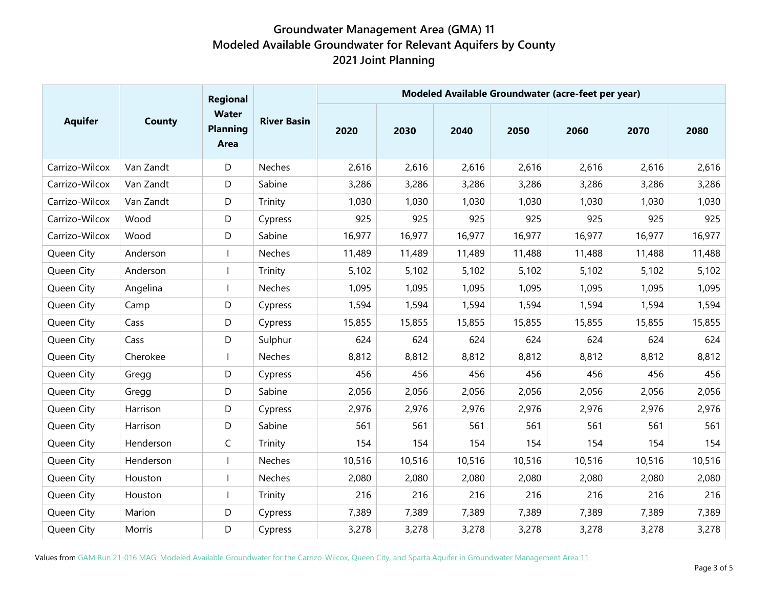# Groundwater Management Area (GMA) 11
## Modeled Available Groundwater for Relevant Aquifers by County
## 2021 Joint Planning

| Aquifer | County | Regional Water Planning Area | River Basin | Modeled Available Groundwater (acre-feet per year) | | | | | | |
|---|---|---|---|---|---|---|---|---|---|---|
| | | | | 2020 | 2030 | 2040 | 2050 | 2060 | 2070 | 2080 |
| Carrizo-Wilcox | Van Zandt | D | Neches | 2,616 | 2,616 | 2,616 | 2,616 | 2,616 | 2,616 | 2,616 |
| Carrizo-Wilcox | Van Zandt | D | Sabine | 3,286 | 3,286 | 3,286 | 3,286 | 3,286 | 3,286 | 3,286 |
| Carrizo-Wilcox | Van Zandt | D | Trinity | 1,030 | 1,030 | 1,030 | 1,030 | 1,030 | 1,030 | 1,030 |
| Carrizo-Wilcox | Wood | D | Cypress | 925 | 925 | 925 | 925 | 925 | 925 | 925 |
| Carrizo-Wilcox | Wood | D | Sabine | 16,977 | 16,977 | 16,977 | 16,977 | 16,977 | 16,977 | 16,977 |
| Queen City | Anderson | I | Neches | 11,489 | 11,489 | 11,489 | 11,488 | 11,488 | 11,488 | 11,488 |
| Queen City | Anderson | I | Trinity | 5,102 | 5,102 | 5,102 | 5,102 | 5,102 | 5,102 | 5,102 |
| Queen City | Angelina | I | Neches | 1,095 | 1,095 | 1,095 | 1,095 | 1,095 | 1,095 | 1,095 |
| Queen City | Camp | D | Cypress | 1,594 | 1,594 | 1,594 | 1,594 | 1,594 | 1,594 | 1,594 |
| Queen City | Cass | D | Cypress | 15,855 | 15,855 | 15,855 | 15,855 | 15,855 | 15,855 | 15,855 |
| Queen City | Cass | D | Sulphur | 624 | 624 | 624 | 624 | 624 | 624 | 624 |
| Queen City | Cherokee | I | Neches | 8,812 | 8,812 | 8,812 | 8,812 | 8,812 | 8,812 | 8,812 |
| Queen City | Gregg | D | Cypress | 456 | 456 | 456 | 456 | 456 | 456 | 456 |
| Queen City | Gregg | D | Sabine | 2,056 | 2,056 | 2,056 | 2,056 | 2,056 | 2,056 | 2,056 |
| Queen City | Harrison | D | Cypress | 2,976 | 2,976 | 2,976 | 2,976 | 2,976 | 2,976 | 2,976 |
| Queen City | Harrison | D | Sabine | 561 | 561 | 561 | 561 | 561 | 561 | 561 |
| Queen City | Henderson | C | Trinity | 154 | 154 | 154 | 154 | 154 | 154 | 154 |
| Queen City | Henderson | I | Neches | 10,516 | 10,516 | 10,516 | 10,516 | 10,516 | 10,516 | 10,516 |
| Queen City | Houston | I | Neches | 2,080 | 2,080 | 2,080 | 2,080 | 2,080 | 2,080 | 2,080 |
| Queen City | Houston | I | Trinity | 216 | 216 | 216 | 216 | 216 | 216 | 216 |
| Queen City | Marion | D | Cypress | 7,389 | 7,389 | 7,389 | 7,389 | 7,389 | 7,389 | 7,389 |
| Queen City | Morris | D | Cypress | 3,278 | 3,278 | 3,278 | 3,278 | 3,278 | 3,278 | 3,278 |

Values from GAM Run 21-016 MAG: Modeled Available Groundwater for the Carrizo-Wilcox, Queen City, and Sparta Aquifer in Groundwater Management Area 11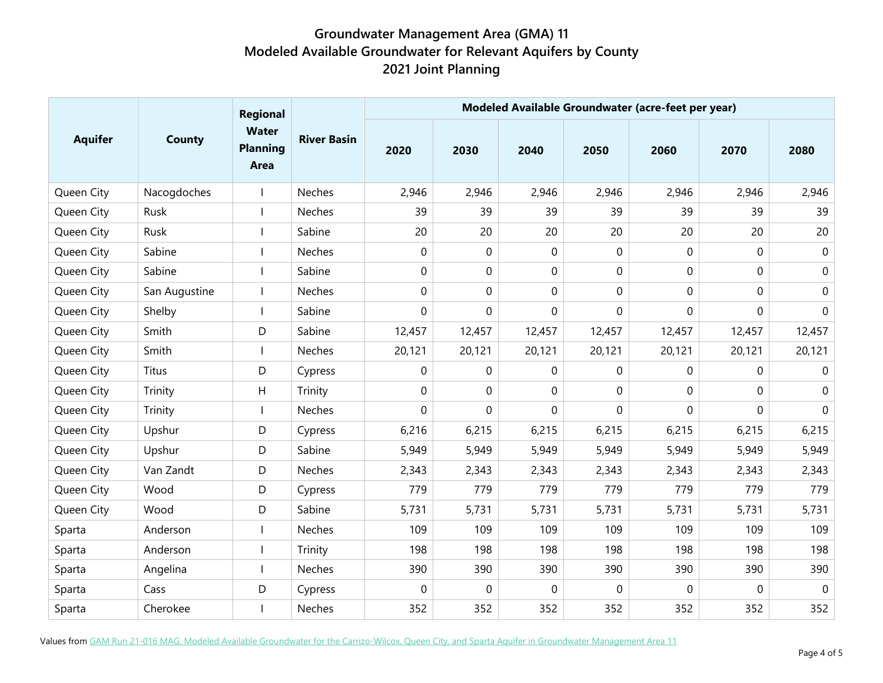# Groundwater Management Area (GMA) 11
## Modeled Available Groundwater for Relevant Aquifers by County
## 2021 Joint Planning

| Aquifer | County | Regional Water Planning Area | River Basin | Modeled Available Groundwater (acre-feet per year) | | | | | | |
|---|---|---|---|---|---|---|---|---|---|---|
| | | | | 2020 | 2030 | 2040 | 2050 | 2060 | 2070 | 2080 |
| Queen City | Nacogdoches | I | Neches | 2,946 | 2,946 | 2,946 | 2,946 | 2,946 | 2,946 | 2,946 |
| Queen City | Rusk | I | Neches | 39 | 39 | 39 | 39 | 39 | 39 | 39 |
| Queen City | Rusk | I | Sabine | 20 | 20 | 20 | 20 | 20 | 20 | 20 |
| Queen City | Sabine | I | Neches | 0 | 0 | 0 | 0 | 0 | 0 | 0 |
| Queen City | Sabine | I | Sabine | 0 | 0 | 0 | 0 | 0 | 0 | 0 |
| Queen City | San Augustine | I | Neches | 0 | 0 | 0 | 0 | 0 | 0 | 0 |
| Queen City | Shelby | I | Sabine | 0 | 0 | 0 | 0 | 0 | 0 | 0 |
| Queen City | Smith | D | Sabine | 12,457 | 12,457 | 12,457 | 12,457 | 12,457 | 12,457 | 12,457 |
| Queen City | Smith | I | Neches | 20,121 | 20,121 | 20,121 | 20,121 | 20,121 | 20,121 | 20,121 |
| Queen City | Titus | D | Cypress | 0 | 0 | 0 | 0 | 0 | 0 | 0 |
| Queen City | Trinity | H | Trinity | 0 | 0 | 0 | 0 | 0 | 0 | 0 |
| Queen City | Trinity | I | Neches | 0 | 0 | 0 | 0 | 0 | 0 | 0 |
| Queen City | Upshur | D | Cypress | 6,216 | 6,215 | 6,215 | 6,215 | 6,215 | 6,215 | 6,215 |
| Queen City | Upshur | D | Sabine | 5,949 | 5,949 | 5,949 | 5,949 | 5,949 | 5,949 | 5,949 |
| Queen City | Van Zandt | D | Neches | 2,343 | 2,343 | 2,343 | 2,343 | 2,343 | 2,343 | 2,343 |
| Queen City | Wood | D | Cypress | 779 | 779 | 779 | 779 | 779 | 779 | 779 |
| Queen City | Wood | D | Sabine | 5,731 | 5,731 | 5,731 | 5,731 | 5,731 | 5,731 | 5,731 |
| Sparta | Anderson | I | Neches | 109 | 109 | 109 | 109 | 109 | 109 | 109 |
| Sparta | Anderson | I | Trinity | 198 | 198 | 198 | 198 | 198 | 198 | 198 |
| Sparta | Angelina | I | Neches | 390 | 390 | 390 | 390 | 390 | 390 | 390 |
| Sparta | Cass | D | Cypress | 0 | 0 | 0 | 0 | 0 | 0 | 0 |
| Sparta | Cherokee | I | Neches | 352 | 352 | 352 | 352 | 352 | 352 | 352 |

Values from [GAM Run 21-016 MAG: Modeled Available Groundwater for the Carrizo-Wilcox, Queen City, and Sparta Aquifer in Groundwater Management Area 11]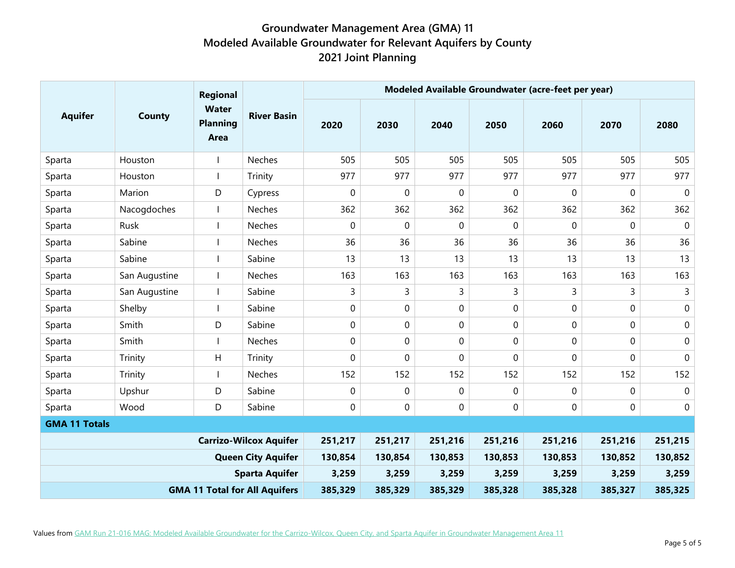# Groundwater Management Area (GMA) 11
# Modeled Available Groundwater for Relevant Aquifers by County
# 2021 Joint Planning

| Aquifer | County | Regional Water Planning Area | River Basin | Modeled Available Groundwater (acre-feet per year) | | | | | | |
|---|---|---|---|---|---|---|---|---|---|---|
| | | | | 2020 | 2030 | 2040 | 2050 | 2060 | 2070 | 2080 |
| Sparta | Houston | I | Neches | 505 | 505 | 505 | 505 | 505 | 505 | 505 |
| Sparta | Houston | I | Trinity | 977 | 977 | 977 | 977 | 977 | 977 | 977 |
| Sparta | Marion | D | Cypress | 0 | 0 | 0 | 0 | 0 | 0 | 0 |
| Sparta | Nacogdoches | I | Neches | 362 | 362 | 362 | 362 | 362 | 362 | 362 |
| Sparta | Rusk | I | Neches | 0 | 0 | 0 | 0 | 0 | 0 | 0 |
| Sparta | Sabine | I | Neches | 36 | 36 | 36 | 36 | 36 | 36 | 36 |
| Sparta | Sabine | I | Sabine | 13 | 13 | 13 | 13 | 13 | 13 | 13 |
| Sparta | San Augustine | I | Neches | 163 | 163 | 163 | 163 | 163 | 163 | 163 |
| Sparta | San Augustine | I | Sabine | 3 | 3 | 3 | 3 | 3 | 3 | 3 |
| Sparta | Shelby | I | Sabine | 0 | 0 | 0 | 0 | 0 | 0 | 0 |
| Sparta | Smith | D | Sabine | 0 | 0 | 0 | 0 | 0 | 0 | 0 |
| Sparta | Smith | I | Neches | 0 | 0 | 0 | 0 | 0 | 0 | 0 |
| Sparta | Trinity | H | Trinity | 0 | 0 | 0 | 0 | 0 | 0 | 0 |
| Sparta | Trinity | I | Neches | 152 | 152 | 152 | 152 | 152 | 152 | 152 |
| Sparta | Upshur | D | Sabine | 0 | 0 | 0 | 0 | 0 | 0 | 0 |
| Sparta | Wood | D | Sabine | 0 | 0 | 0 | 0 | 0 | 0 | 0 |
| **GMA 11 Totals** | | | | | | | | | | |
| | | | **Carrizo-Wilcox Aquifer** | **251,217** | **251,217** | **251,216** | **251,216** | **251,216** | **251,216** | **251,215** |
| | | | **Queen City Aquifer** | **130,854** | **130,854** | **130,853** | **130,853** | **130,853** | **130,852** | **130,852** |
| | | | **Sparta Aquifer** | **3,259** | **3,259** | **3,259** | **3,259** | **3,259** | **3,259** | **3,259** |
| | | | **GMA 11 Total for All Aquifers** | **385,329** | **385,329** | **385,329** | **385,328** | **385,328** | **385,327** | **385,325** |

Values from GAM Run 21-016 MAG: Modeled Available Groundwater for the Carrizo-Wilcox, Queen City, and Sparta Aquifer in Groundwater Management Area 11